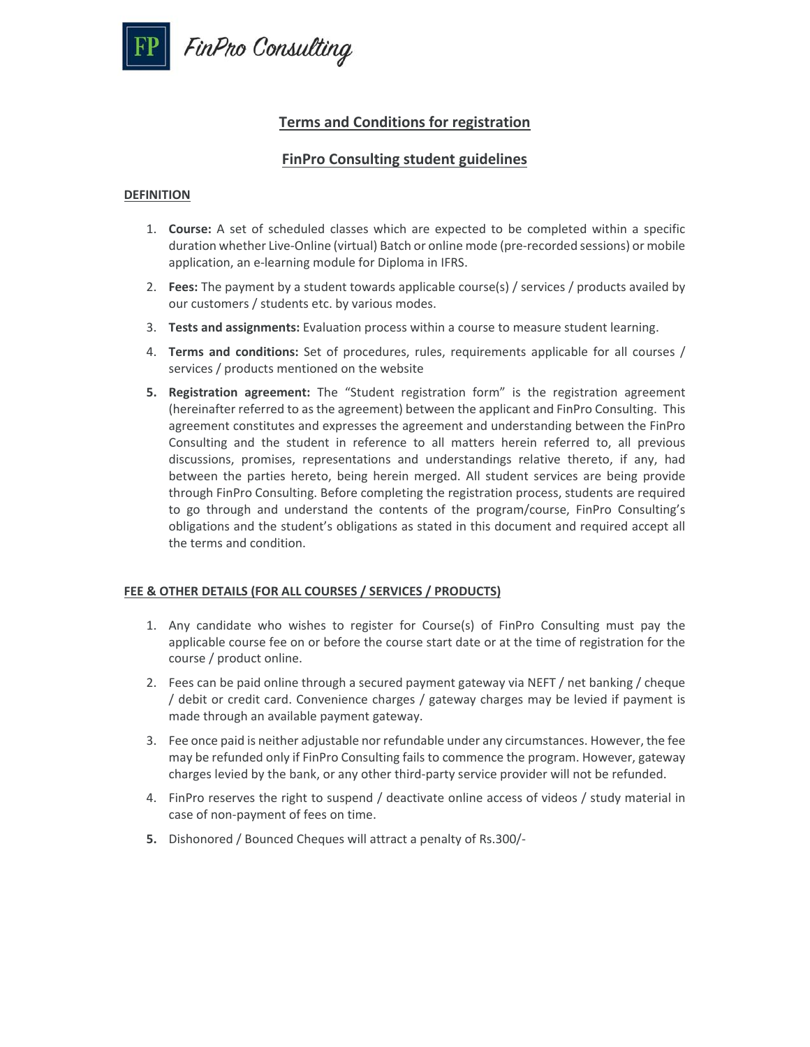FP FinPro Consulting

# Terms and Conditions for registration

## FinPro Consulting student guidelines

### DEFINITION

1. **Course:** A set of scheduled classes which are expected to be completed within a specific duration whether Live-Online (virtual) Batch or online mode (pre-recorded sessions) or mobile application, an e-learning module for Diploma in IFRS.
2. **Fees:** The payment by a student towards applicable course(s) / services / products availed by our customers / students etc. by various modes.
3. **Tests and assignments:** Evaluation process within a course to measure student learning.
4. **Terms and conditions:** Set of procedures, rules, requirements applicable for all courses / services / products mentioned on the website
5. **Registration agreement:** The "Student registration form" is the registration agreement (hereinafter referred to as the agreement) between the applicant and FinPro Consulting. This agreement constitutes and expresses the agreement and understanding between the FinPro Consulting and the student in reference to all matters herein referred to, all previous discussions, promises, representations and understandings relative thereto, if any, had between the parties hereto, being herein merged. All student services are being provide through FinPro Consulting. Before completing the registration process, students are required to go through and understand the contents of the program/course, FinPro Consulting's obligations and the student's obligations as stated in this document and required accept all the terms and condition.

### FEE & OTHER DETAILS (FOR ALL COURSES / SERVICES / PRODUCTS)

1. Any candidate who wishes to register for Course(s) of FinPro Consulting must pay the applicable course fee on or before the course start date or at the time of registration for the course / product online.
2. Fees can be paid online through a secured payment gateway via NEFT / net banking / cheque / debit or credit card. Convenience charges / gateway charges may be levied if payment is made through an available payment gateway.
3. Fee once paid is neither adjustable nor refundable under any circumstances. However, the fee may be refunded only if FinPro Consulting fails to commence the program. However, gateway charges levied by the bank, or any other third-party service provider will not be refunded.
4. FinPro reserves the right to suspend / deactivate online access of videos / study material in case of non-payment of fees on time.
5. Dishonored / Bounced Cheques will attract a penalty of Rs.300/-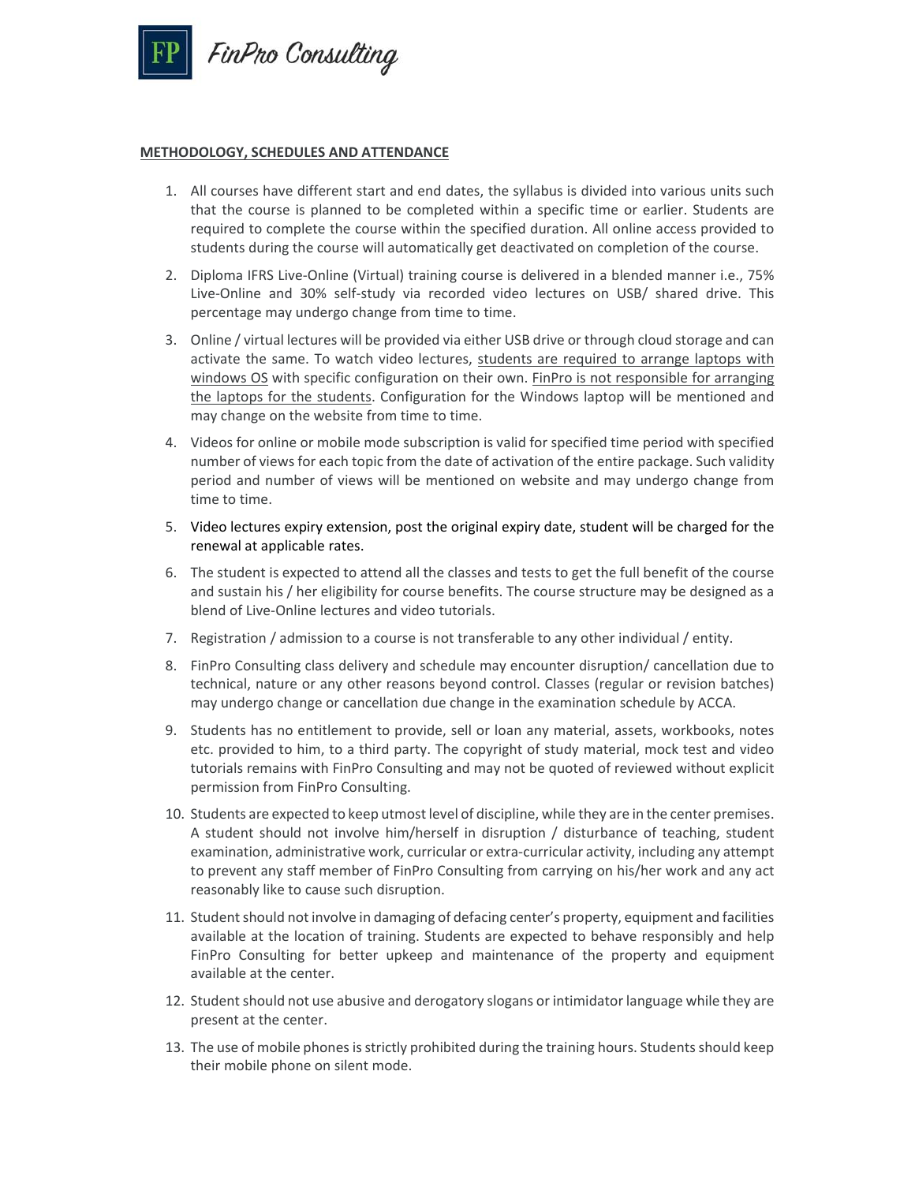**METHODOLOGY, SCHEDULES AND ATTENDANCE**

1. All courses have different start and end dates, the syllabus is divided into various units such that the course is planned to be completed within a specific time or earlier. Students are required to complete the course within the specified duration. All online access provided to students during the course will automatically get deactivated on completion of the course.
2. Diploma IFRS Live-Online (Virtual) training course is delivered in a blended manner i.e., 75% Live-Online and 30% self-study via recorded video lectures on USB/ shared drive. This percentage may undergo change from time to time.
3. Online / virtual lectures will be provided via either USB drive or through cloud storage and can activate the same. To watch video lectures, <u>students are required to arrange laptops with windows OS</u> with specific configuration on their own. <u>FinPro is not responsible for arranging the laptops for the students</u>. Configuration for the Windows laptop will be mentioned and may change on the website from time to time.
4. Videos for online or mobile mode subscription is valid for specified time period with specified number of views for each topic from the date of activation of the entire package. Such validity period and number of views will be mentioned on website and may undergo change from time to time.
5. Video lectures expiry extension, post the original expiry date, student will be charged for the renewal at applicable rates.
6. The student is expected to attend all the classes and tests to get the full benefit of the course and sustain his / her eligibility for course benefits. The course structure may be designed as a blend of Live-Online lectures and video tutorials.
7. Registration / admission to a course is not transferable to any other individual / entity.
8. FinPro Consulting class delivery and schedule may encounter disruption/ cancellation due to technical, nature or any other reasons beyond control. Classes (regular or revision batches) may undergo change or cancellation due change in the examination schedule by ACCA.
9. Students has no entitlement to provide, sell or loan any material, assets, workbooks, notes etc. provided to him, to a third party. The copyright of study material, mock test and video tutorials remains with FinPro Consulting and may not be quoted of reviewed without explicit permission from FinPro Consulting.
10. Students are expected to keep utmost level of discipline, while they are in the center premises. A student should not involve him/herself in disruption / disturbance of teaching, student examination, administrative work, curricular or extra-curricular activity, including any attempt to prevent any staff member of FinPro Consulting from carrying on his/her work and any act reasonably like to cause such disruption.
11. Student should not involve in damaging of defacing center's property, equipment and facilities available at the location of training. Students are expected to behave responsibly and help FinPro Consulting for better upkeep and maintenance of the property and equipment available at the center.
12. Student should not use abusive and derogatory slogans or intimidator language while they are present at the center.
13. The use of mobile phones is strictly prohibited during the training hours. Students should keep their mobile phone on silent mode.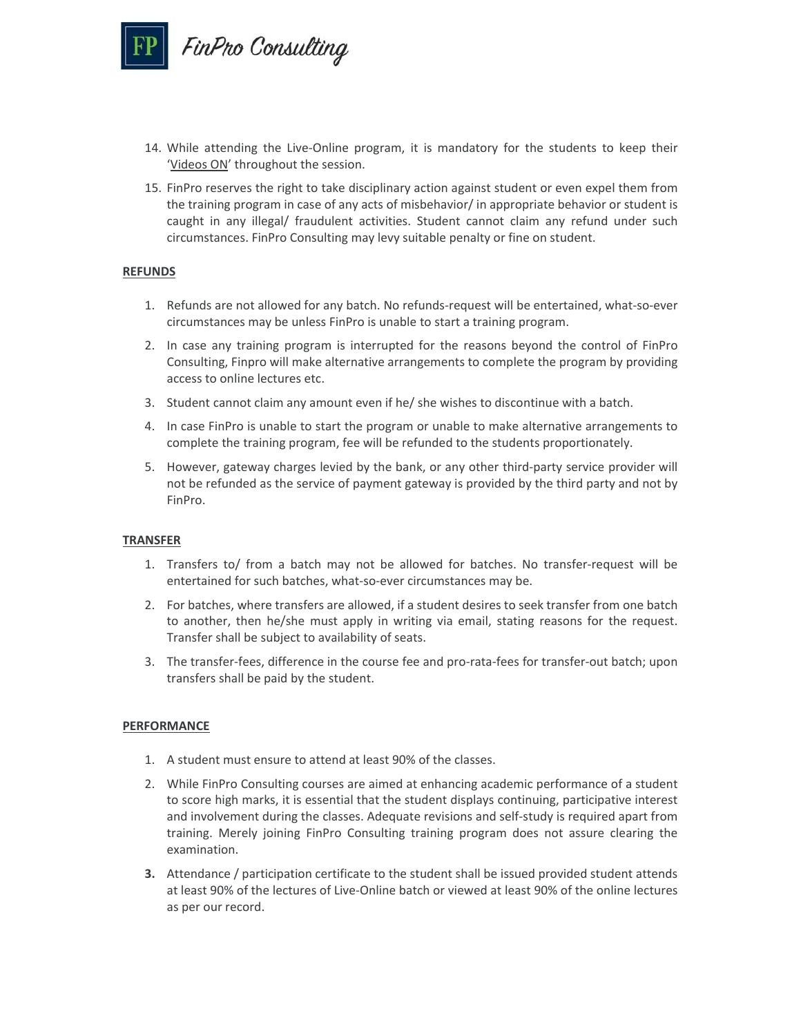14. While attending the Live-Online program, it is mandatory for the students to keep their '<u>Videos ON</u>' throughout the session.
15. FinPro reserves the right to take disciplinary action against student or even expel them from the training program in case of any acts of misbehavior/ in appropriate behavior or student is caught in any illegal/ fraudulent activities. Student cannot claim any refund under such circumstances. FinPro Consulting may levy suitable penalty or fine on student.

## REFUNDS

1. Refunds are not allowed for any batch. No refunds-request will be entertained, what-so-ever circumstances may be unless FinPro is unable to start a training program.
2. In case any training program is interrupted for the reasons beyond the control of FinPro Consulting, Finpro will make alternative arrangements to complete the program by providing access to online lectures etc.
3. Student cannot claim any amount even if he/ she wishes to discontinue with a batch.
4. In case FinPro is unable to start the program or unable to make alternative arrangements to complete the training program, fee will be refunded to the students proportionately.
5. However, gateway charges levied by the bank, or any other third-party service provider will not be refunded as the service of payment gateway is provided by the third party and not by FinPro.

## TRANSFER

1. Transfers to/ from a batch may not be allowed for batches. No transfer-request will be entertained for such batches, what-so-ever circumstances may be.
2. For batches, where transfers are allowed, if a student desires to seek transfer from one batch to another, then he/she must apply in writing via email, stating reasons for the request. Transfer shall be subject to availability of seats.
3. The transfer-fees, difference in the course fee and pro-rata-fees for transfer-out batch; upon transfers shall be paid by the student.

## PERFORMANCE

1. A student must ensure to attend at least 90% of the classes.
2. While FinPro Consulting courses are aimed at enhancing academic performance of a student to score high marks, it is essential that the student displays continuing, participative interest and involvement during the classes. Adequate revisions and self-study is required apart from training. Merely joining FinPro Consulting training program does not assure clearing the examination.
3. Attendance / participation certificate to the student shall be issued provided student attends at least 90% of the lectures of Live-Online batch or viewed at least 90% of the online lectures as per our record.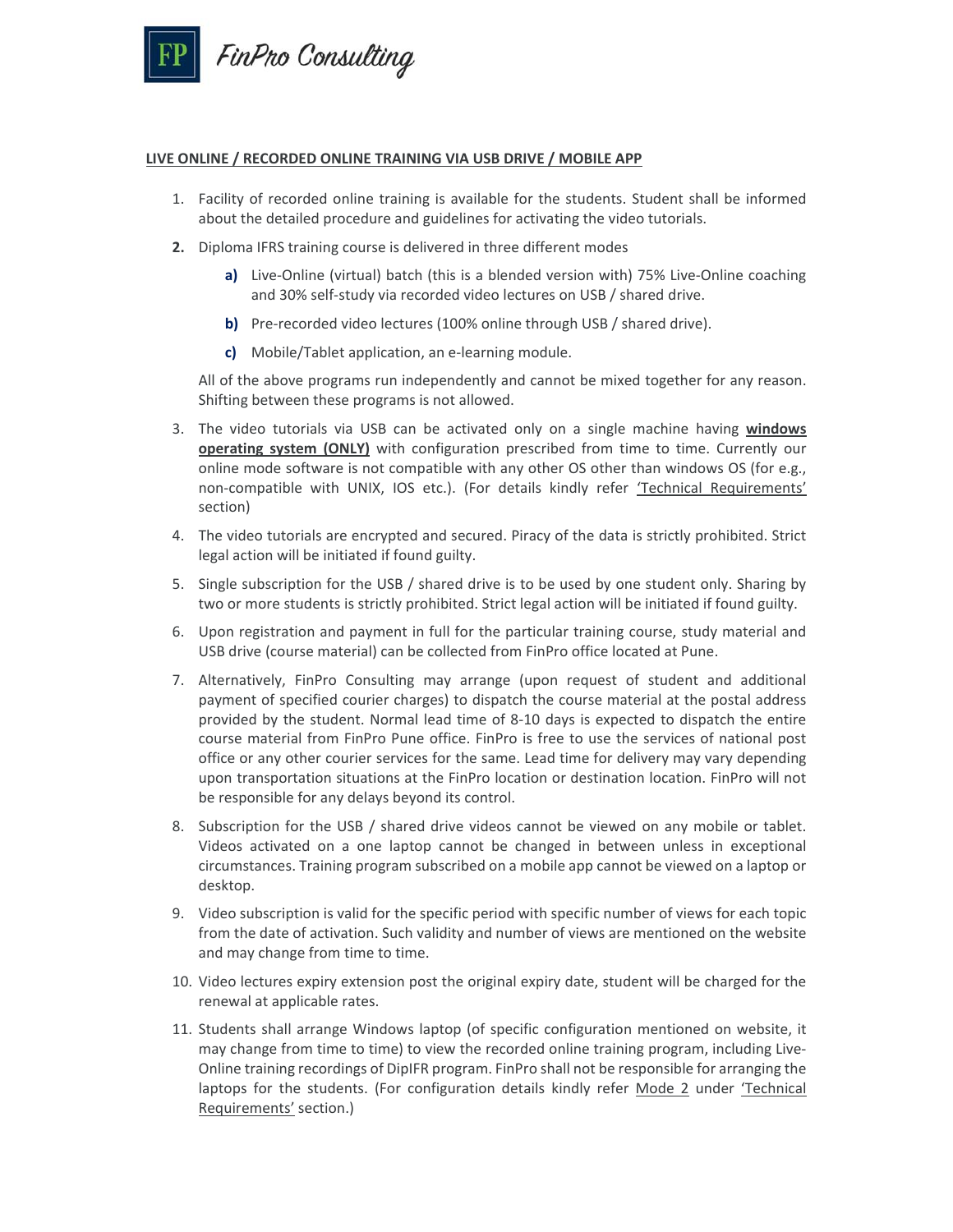**LIVE ONLINE / RECORDED ONLINE TRAINING VIA USB DRIVE / MOBILE APP**

1. Facility of recorded online training is available for the students. Student shall be informed about the detailed procedure and guidelines for activating the video tutorials.
2. Diploma IFRS training course is delivered in three different modes
   - **a)** Live-Online (virtual) batch (this is a blended version with) 75% Live-Online coaching and 30% self-study via recorded video lectures on USB / shared drive.
   - **b)** Pre-recorded video lectures (100% online through USB / shared drive).
   - **c)** Mobile/Tablet application, an e-learning module.

   All of the above programs run independently and cannot be mixed together for any reason. Shifting between these programs is not allowed.
3. The video tutorials via USB can be activated only on a single machine having **windows operating system (ONLY)** with configuration prescribed from time to time. Currently our online mode software is not compatible with any other OS other than windows OS (for e.g., non-compatible with UNIX, IOS etc.). (For details kindly refer 'Technical Requirements' section)
4. The video tutorials are encrypted and secured. Piracy of the data is strictly prohibited. Strict legal action will be initiated if found guilty.
5. Single subscription for the USB / shared drive is to be used by one student only. Sharing by two or more students is strictly prohibited. Strict legal action will be initiated if found guilty.
6. Upon registration and payment in full for the particular training course, study material and USB drive (course material) can be collected from FinPro office located at Pune.
7. Alternatively, FinPro Consulting may arrange (upon request of student and additional payment of specified courier charges) to dispatch the course material at the postal address provided by the student. Normal lead time of 8-10 days is expected to dispatch the entire course material from FinPro Pune office. FinPro is free to use the services of national post office or any other courier services for the same. Lead time for delivery may vary depending upon transportation situations at the FinPro location or destination location. FinPro will not be responsible for any delays beyond its control.
8. Subscription for the USB / shared drive videos cannot be viewed on any mobile or tablet. Videos activated on a one laptop cannot be changed in between unless in exceptional circumstances. Training program subscribed on a mobile app cannot be viewed on a laptop or desktop.
9. Video subscription is valid for the specific period with specific number of views for each topic from the date of activation. Such validity and number of views are mentioned on the website and may change from time to time.
10. Video lectures expiry extension post the original expiry date, student will be charged for the renewal at applicable rates.
11. Students shall arrange Windows laptop (of specific configuration mentioned on website, it may change from time to time) to view the recorded online training program, including Live-Online training recordings of DipIFR program. FinPro shall not be responsible for arranging the laptops for the students. (For configuration details kindly refer Mode 2 under 'Technical Requirements' section.)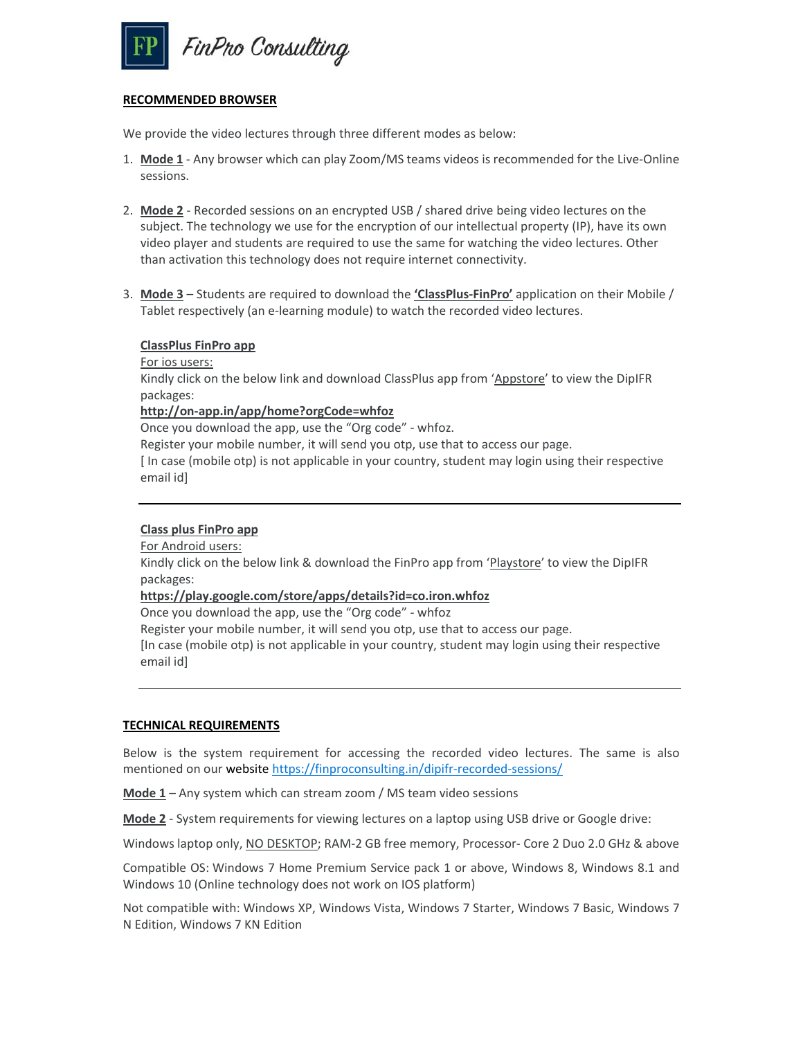**RECOMMENDED BROWSER**

We provide the video lectures through three different modes as below:

1. **Mode 1** - Any browser which can play Zoom/MS teams videos is recommended for the Live-Online sessions.

2. **Mode 2** - Recorded sessions on an encrypted USB / shared drive being video lectures on the subject. The technology we use for the encryption of our intellectual property (IP), have its own video player and students are required to use the same for watching the video lectures. Other than activation this technology does not require internet connectivity.

3. **Mode 3** – Students are required to download the **'ClassPlus-FinPro'** application on their Mobile / Tablet respectively (an e-learning module) to watch the recorded video lectures.

   **ClassPlus FinPro app**
   For ios users:
   Kindly click on the below link and download ClassPlus app from 'Appstore' to view the DipIFR packages:
   **http://on-app.in/app/home?orgCode=whfoz**
   Once you download the app, use the "Org code" - whfoz.
   Register your mobile number, it will send you otp, use that to access our page.
   [ In case (mobile otp) is not applicable in your country, student may login using their respective email id]

   ---

   **Class plus FinPro app**
   For Android users:
   Kindly click on the below link & download the FinPro app from 'Playstore' to view the DipIFR packages:
   **https://play.google.com/store/apps/details?id=co.iron.whfoz**
   Once you download the app, use the "Org code" - whfoz
   Register your mobile number, it will send you otp, use that to access our page.
   [In case (mobile otp) is not applicable in your country, student may login using their respective email id]

   ---

**TECHNICAL REQUIREMENTS**

Below is the system requirement for accessing the recorded video lectures. The same is also mentioned on our website https://finproconsulting.in/dipifr-recorded-sessions/

**Mode 1** – Any system which can stream zoom / MS team video sessions

**Mode 2** - System requirements for viewing lectures on a laptop using USB drive or Google drive:

Windows laptop only, NO DESKTOP; RAM-2 GB free memory, Processor- Core 2 Duo 2.0 GHz & above

Compatible OS: Windows 7 Home Premium Service pack 1 or above, Windows 8, Windows 8.1 and Windows 10 (Online technology does not work on IOS platform)

Not compatible with: Windows XP, Windows Vista, Windows 7 Starter, Windows 7 Basic, Windows 7 N Edition, Windows 7 KN Edition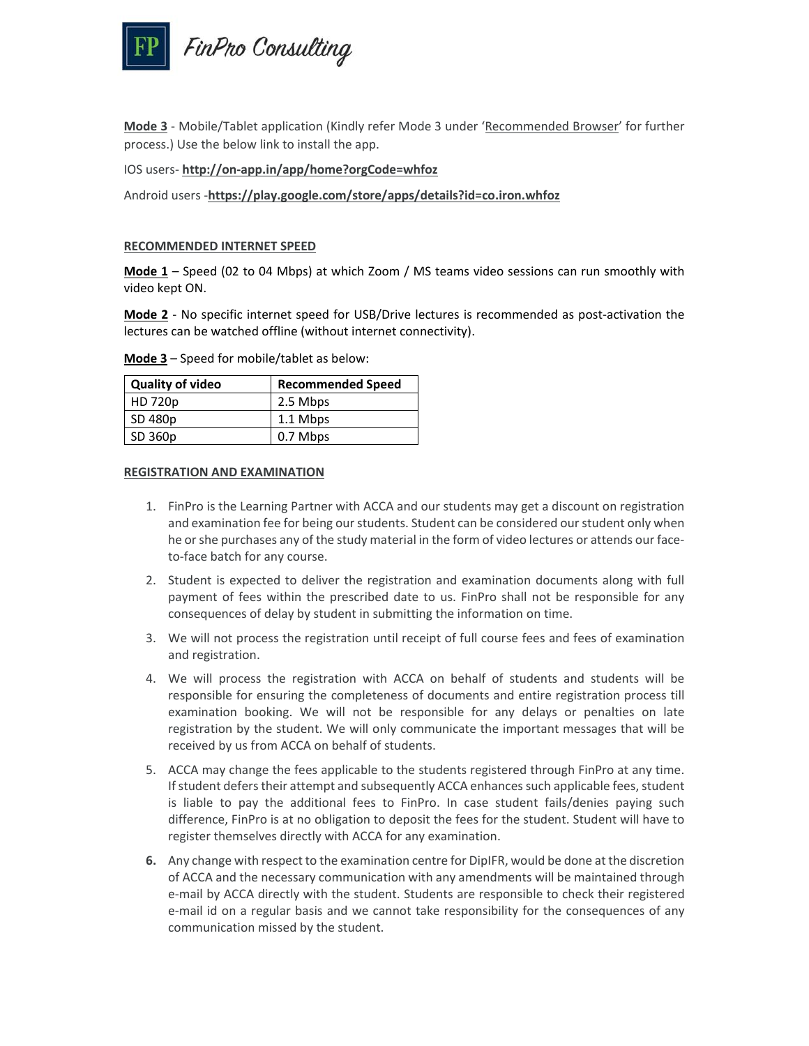**Mode 3** - Mobile/Tablet application (Kindly refer Mode 3 under 'Recommended Browser' for further process.) Use the below link to install the app.

IOS users- **http://on-app.in/app/home?orgCode=whfoz**

Android users -**https://play.google.com/store/apps/details?id=co.iron.whfoz**

**RECOMMENDED INTERNET SPEED**

**Mode 1** – Speed (02 to 04 Mbps) at which Zoom / MS teams video sessions can run smoothly with video kept ON.

**Mode 2** - No specific internet speed for USB/Drive lectures is recommended as post-activation the lectures can be watched offline (without internet connectivity).

**Mode 3** – Speed for mobile/tablet as below:

| Quality of video | Recommended Speed |
| --- | --- |
| HD 720p | 2.5 Mbps |
| SD 480p | 1.1 Mbps |
| SD 360p | 0.7 Mbps |

**REGISTRATION AND EXAMINATION**

1. FinPro is the Learning Partner with ACCA and our students may get a discount on registration and examination fee for being our students. Student can be considered our student only when he or she purchases any of the study material in the form of video lectures or attends our face-to-face batch for any course.
2. Student is expected to deliver the registration and examination documents along with full payment of fees within the prescribed date to us. FinPro shall not be responsible for any consequences of delay by student in submitting the information on time.
3. We will not process the registration until receipt of full course fees and fees of examination and registration.
4. We will process the registration with ACCA on behalf of students and students will be responsible for ensuring the completeness of documents and entire registration process till examination booking. We will not be responsible for any delays or penalties on late registration by the student. We will only communicate the important messages that will be received by us from ACCA on behalf of students.
5. ACCA may change the fees applicable to the students registered through FinPro at any time. If student defers their attempt and subsequently ACCA enhances such applicable fees, student is liable to pay the additional fees to FinPro. In case student fails/denies paying such difference, FinPro is at no obligation to deposit the fees for the student. Student will have to register themselves directly with ACCA for any examination.
6. Any change with respect to the examination centre for DipIFR, would be done at the discretion of ACCA and the necessary communication with any amendments will be maintained through e-mail by ACCA directly with the student. Students are responsible to check their registered e-mail id on a regular basis and we cannot take responsibility for the consequences of any communication missed by the student.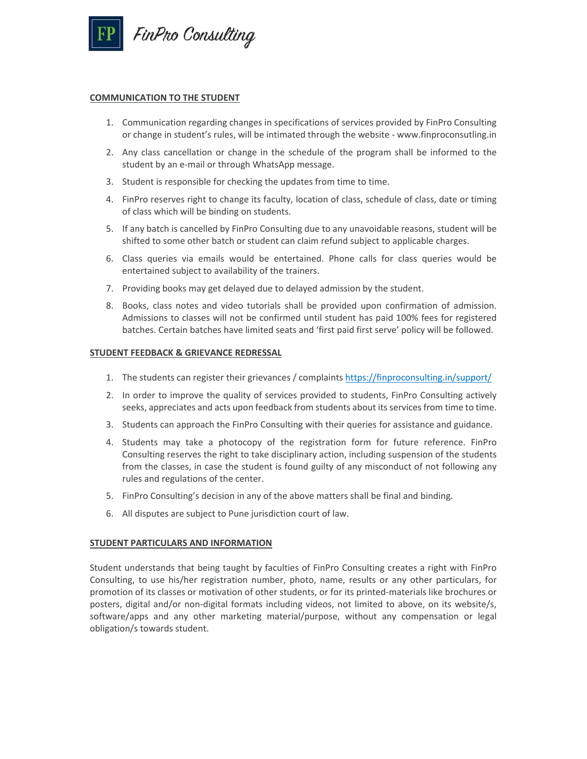## COMMUNICATION TO THE STUDENT

1. Communication regarding changes in specifications of services provided by FinPro Consulting or change in student's rules, will be intimated through the website - www.finproconsutling.in
2. Any class cancellation or change in the schedule of the program shall be informed to the student by an e-mail or through WhatsApp message.
3. Student is responsible for checking the updates from time to time.
4. FinPro reserves right to change its faculty, location of class, schedule of class, date or timing of class which will be binding on students.
5. If any batch is cancelled by FinPro Consulting due to any unavoidable reasons, student will be shifted to some other batch or student can claim refund subject to applicable charges.
6. Class queries via emails would be entertained. Phone calls for class queries would be entertained subject to availability of the trainers.
7. Providing books may get delayed due to delayed admission by the student.
8. Books, class notes and video tutorials shall be provided upon confirmation of admission. Admissions to classes will not be confirmed until student has paid 100% fees for registered batches. Certain batches have limited seats and 'first paid first serve' policy will be followed.

## STUDENT FEEDBACK & GRIEVANCE REDRESSAL

1. The students can register their grievances / complaints https://finproconsulting.in/support/
2. In order to improve the quality of services provided to students, FinPro Consulting actively seeks, appreciates and acts upon feedback from students about its services from time to time.
3. Students can approach the FinPro Consulting with their queries for assistance and guidance.
4. Students may take a photocopy of the registration form for future reference. FinPro Consulting reserves the right to take disciplinary action, including suspension of the students from the classes, in case the student is found guilty of any misconduct of not following any rules and regulations of the center.
5. FinPro Consulting's decision in any of the above matters shall be final and binding.
6. All disputes are subject to Pune jurisdiction court of law.

## STUDENT PARTICULARS AND INFORMATION

Student understands that being taught by faculties of FinPro Consulting creates a right with FinPro Consulting, to use his/her registration number, photo, name, results or any other particulars, for promotion of its classes or motivation of other students, or for its printed-materials like brochures or posters, digital and/or non-digital formats including videos, not limited to above, on its website/s, software/apps and any other marketing material/purpose, without any compensation or legal obligation/s towards student.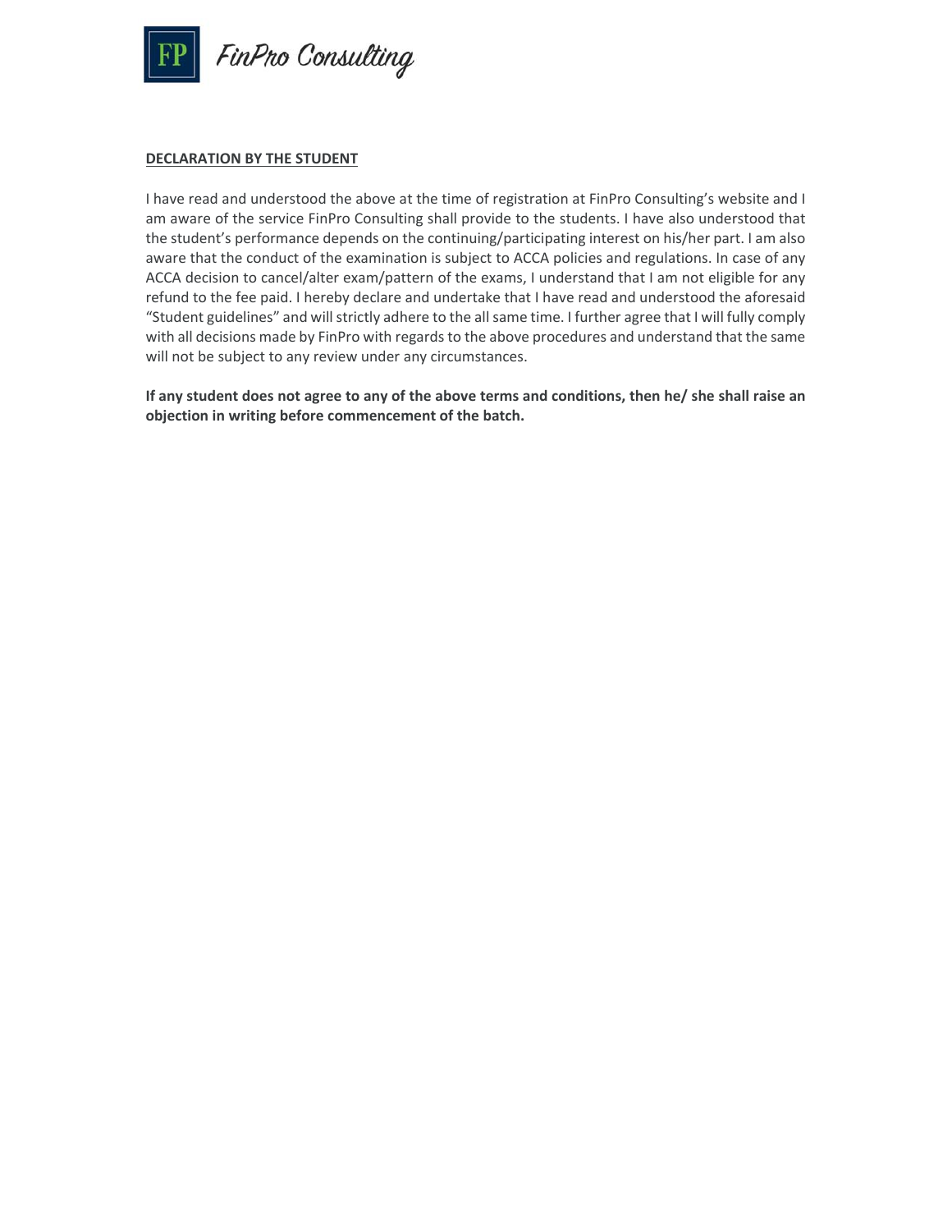FP FinPro Consulting

**DECLARATION BY THE STUDENT**

I have read and understood the above at the time of registration at FinPro Consulting's website and I am aware of the service FinPro Consulting shall provide to the students. I have also understood that the student's performance depends on the continuing/participating interest on his/her part. I am also aware that the conduct of the examination is subject to ACCA policies and regulations. In case of any ACCA decision to cancel/alter exam/pattern of the exams, I understand that I am not eligible for any refund to the fee paid. I hereby declare and undertake that I have read and understood the aforesaid "Student guidelines" and will strictly adhere to the all same time. I further agree that I will fully comply with all decisions made by FinPro with regards to the above procedures and understand that the same will not be subject to any review under any circumstances.

**If any student does not agree to any of the above terms and conditions, then he/ she shall raise an objection in writing before commencement of the batch.**